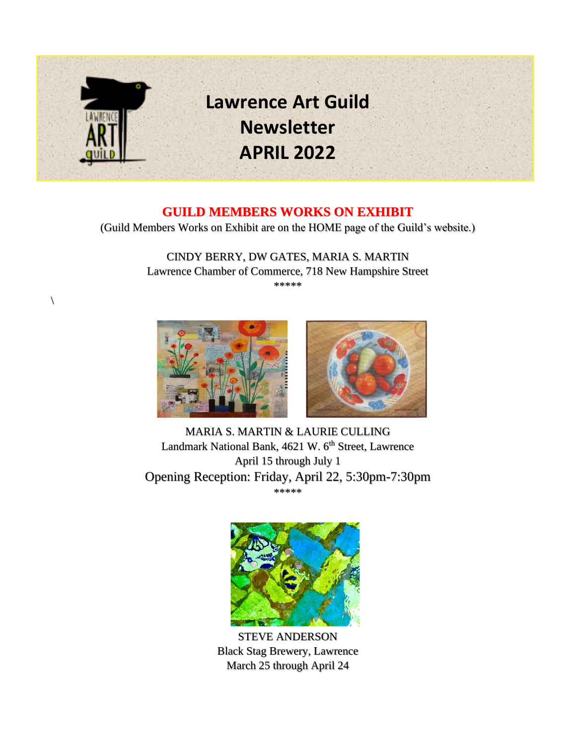# Lawrence Art Guild Newsletter APRIL 2022

## GUILD MEMBERS WORKS ON EXHIBIT

(Guild Members Works on Exhibit are on the HOME page of the Guild's website.)

CINDY BERRY, DW GATES, MARIA S. MARTIN
Lawrence Chamber of Commerce, 718 New Hampshire Street

*****

\

MARIA S. MARTIN & LAURIE CULLING
Landmark National Bank, 4621 W. 6th Street, Lawrence
April 15 through July 1
Opening Reception: Friday, April 22, 5:30pm-7:30pm

*****

STEVE ANDERSON
Black Stag Brewery, Lawrence
March 25 through April 24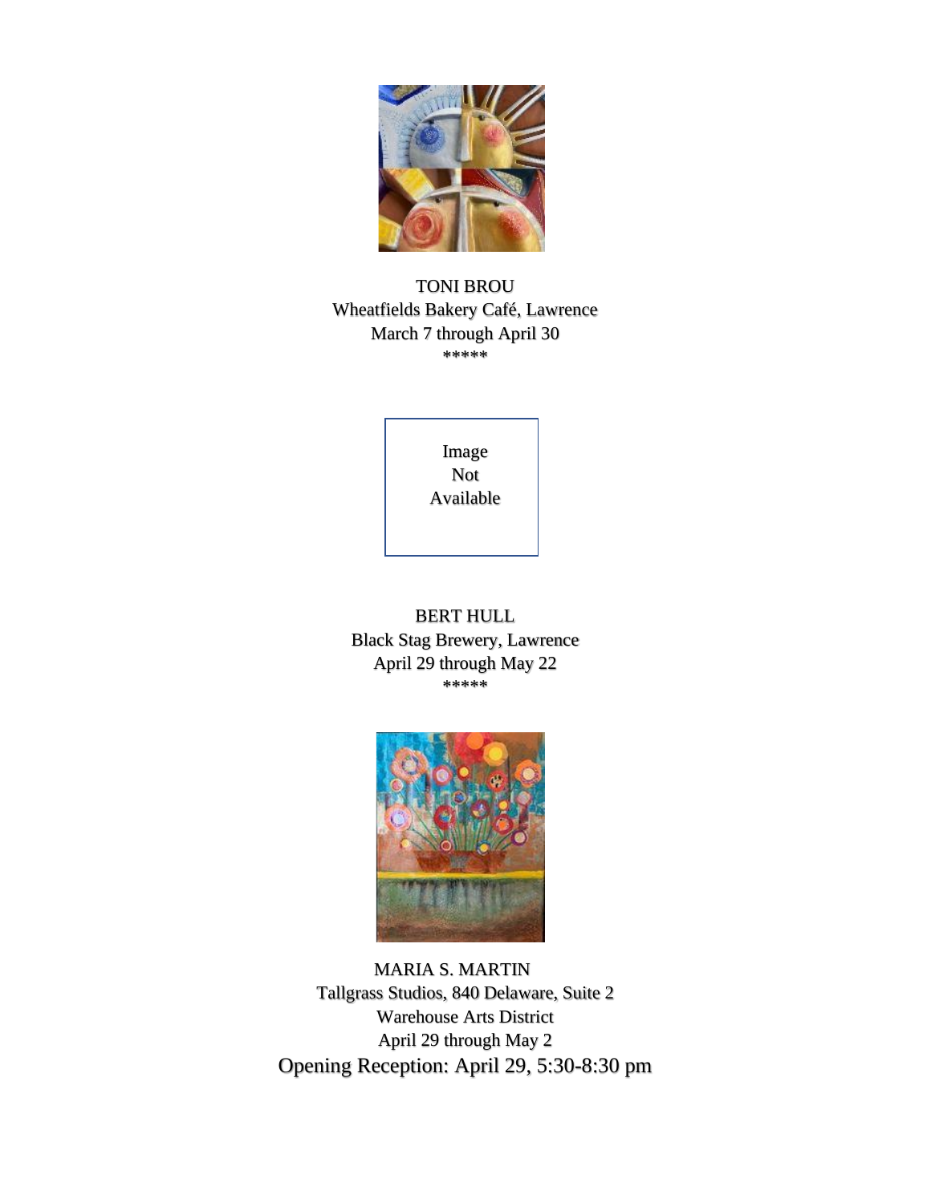TONI BROU
Wheatfields Bakery Café, Lawrence
March 7 through April 30
*****

Image
Not
Available

BERT HULL
Black Stag Brewery, Lawrence
April 29 through May 22
*****

MARIA S. MARTIN
Tallgrass Studios, 840 Delaware, Suite 2
Warehouse Arts District
April 29 through May 2
Opening Reception: April 29, 5:30-8:30 pm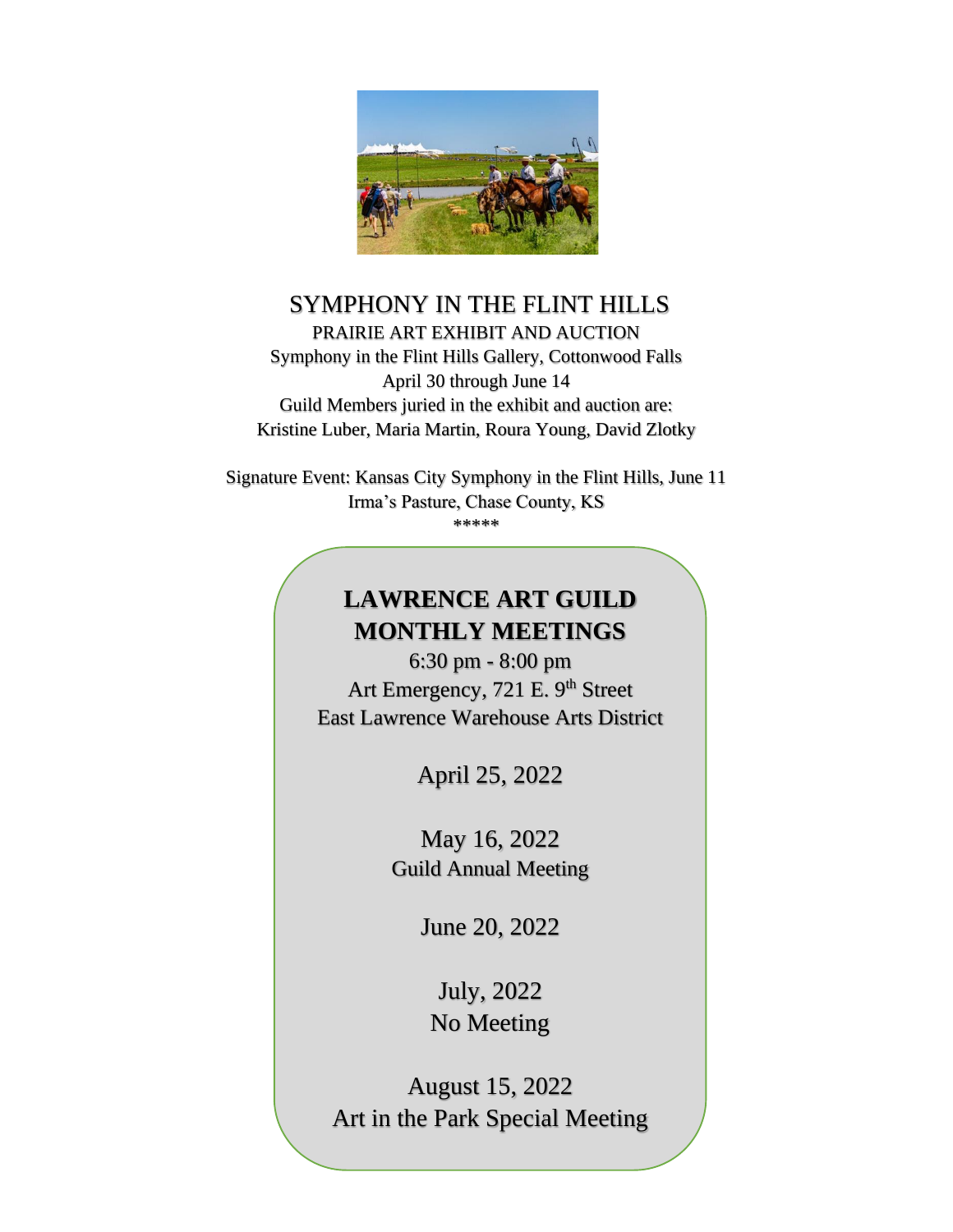# SYMPHONY IN THE FLINT HILLS

PRAIRIE ART EXHIBIT AND AUCTION

Symphony in the Flint Hills Gallery, Cottonwood Falls

April 30 through June 14

Guild Members juried in the exhibit and auction are:

Kristine Luber, Maria Martin, Roura Young, David Zlotky

Signature Event: Kansas City Symphony in the Flint Hills, June 11

Irma's Pasture, Chase County, KS

*****

## LAWRENCE ART GUILD MONTHLY MEETINGS

6:30 pm - 8:00 pm

Art Emergency, 721 E. 9th Street

East Lawrence Warehouse Arts District

April 25, 2022

May 16, 2022
Guild Annual Meeting

June 20, 2022

July, 2022
No Meeting

August 15, 2022
Art in the Park Special Meeting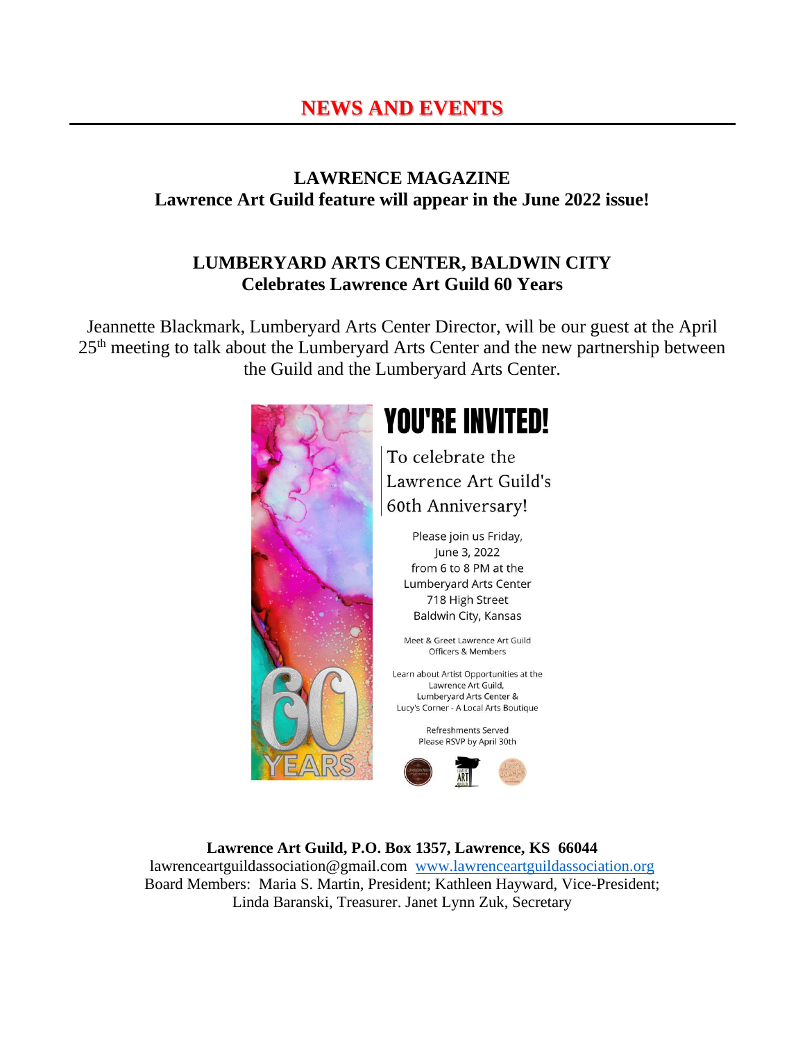# NEWS AND EVENTS

---

**LAWRENCE MAGAZINE**
**Lawrence Art Guild feature will appear in the June 2022 issue!**

**LUMBERYARD ARTS CENTER, BALDWIN CITY**
**Celebrates Lawrence Art Guild 60 Years**

Jeannette Blackmark, Lumberyard Arts Center Director, will be our guest at the April 25th meeting to talk about the Lumberyard Arts Center and the new partnership between the Guild and the Lumberyard Arts Center.

60 YEARS

**YOU'RE INVITED!**

To celebrate the Lawrence Art Guild's 60th Anniversary!

Please join us Friday, June 3, 2022 from 6 to 8 PM at the Lumberyard Arts Center 718 High Street Baldwin City, Kansas

Meet & Greet Lawrence Art Guild Officers & Members

Learn about Artist Opportunities at the Lawrence Art Guild, Lumberyard Arts Center & Lucy's Corner - A Local Arts Boutique

Refreshments Served
Please RSVP by April 30th

**Lawrence Art Guild, P.O. Box 1357, Lawrence, KS 66044**
lawrenceartguildassociation@gmail.com www.lawrenceartguildassociation.org
Board Members: Maria S. Martin, President; Kathleen Hayward, Vice-President; Linda Baranski, Treasurer. Janet Lynn Zuk, Secretary